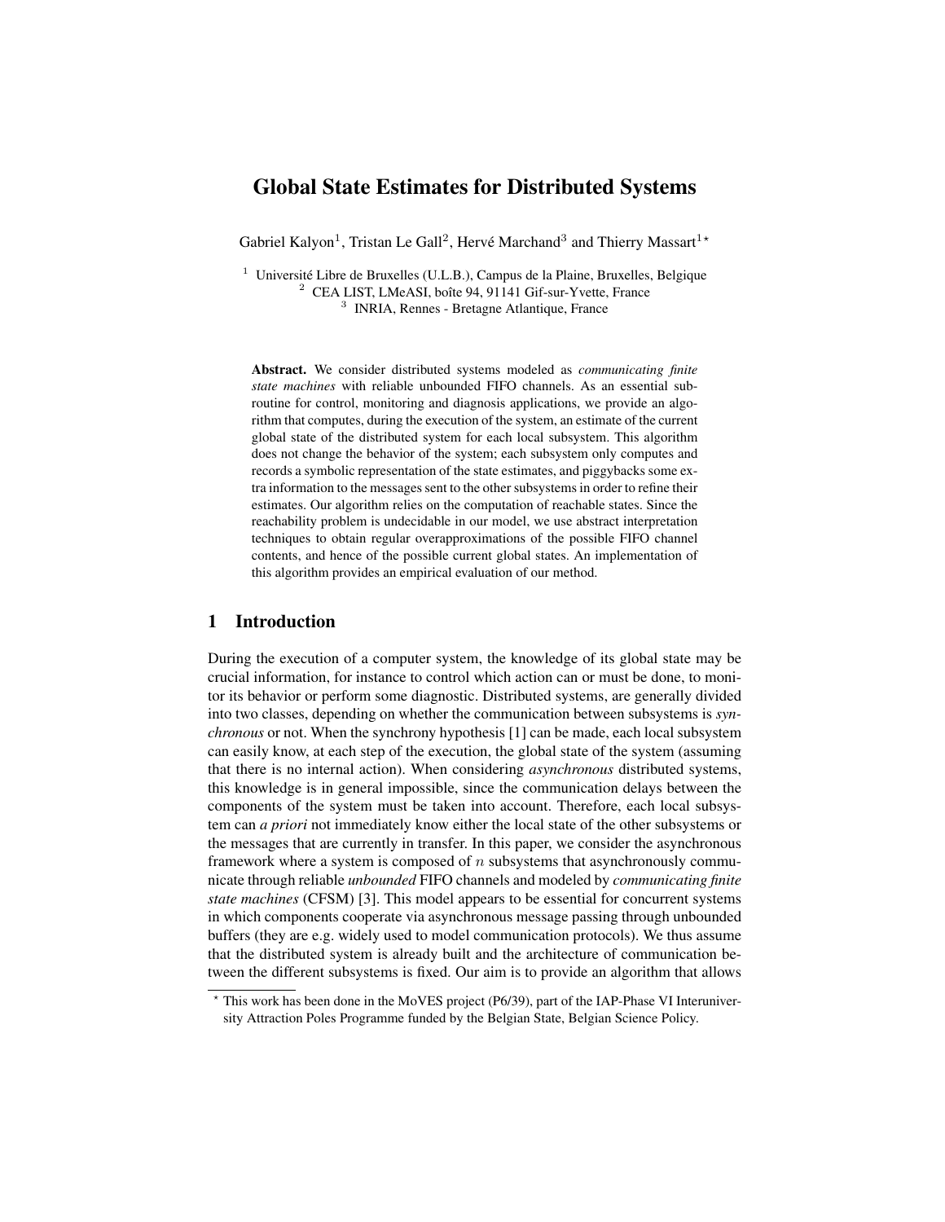# Global State Estimates for Distributed Systems

Gabriel Kalyon[1], Tristan Le Gall[2], Hervé Marchand[3] and Thierry Massart[1] *

[1] Université Libre de Bruxelles (U.L.B.), Campus de la Plaine, Bruxelles, Belgique
[2] CEA LIST, LMeASI, boîte 94, 91141 Gif-sur-Yvette, France
[3] INRIA, Rennes - Bretagne Atlantique, France

**Abstract.** We consider distributed systems modeled as *communicating finite state machines* with reliable unbounded FIFO channels. As an essential subroutine for control, monitoring and diagnosis applications, we provide an algorithm that computes, during the execution of the system, an estimate of the current global state of the distributed system for each local subsystem. This algorithm does not change the behavior of the system; each subsystem only computes and records a symbolic representation of the state estimates, and piggybacks some extra information to the messages sent to the other subsystems in order to refine their estimates. Our algorithm relies on the computation of reachable states. Since the reachability problem is undecidable in our model, we use abstract interpretation techniques to obtain regular overapproximations of the possible FIFO channel contents, and hence of the possible current global states. An implementation of this algorithm provides an empirical evaluation of our method.

## 1 Introduction

During the execution of a computer system, the knowledge of its global state may be crucial information, for instance to control which action can or must be done, to monitor its behavior or perform some diagnostic. Distributed systems, are generally divided into two classes, depending on whether the communication between subsystems is *synchronous* or not. When the synchrony hypothesis [1] can be made, each local subsystem can easily know, at each step of the execution, the global state of the system (assuming that there is no internal action). When considering *asynchronous* distributed systems, this knowledge is in general impossible, since the communication delays between the components of the system must be taken into account. Therefore, each local subsystem can *a priori* not immediately know either the local state of the other subsystems or the messages that are currently in transfer. In this paper, we consider the asynchronous framework where a system is composed of $n$ subsystems that asynchronously communicate through reliable *unbounded* FIFO channels and modeled by *communicating finite state machines* (CFSM) [3]. This model appears to be essential for concurrent systems in which components cooperate via asynchronous message passing through unbounded buffers (they are e.g. widely used to model communication protocols). We thus assume that the distributed system is already built and the architecture of communication between the different subsystems is fixed. Our aim is to provide an algorithm that allows

---

* This work has been done in the MoVES project (P6/39), part of the IAP-Phase VI Interuniversity Attraction Poles Programme funded by the Belgian State, Belgian Science Policy.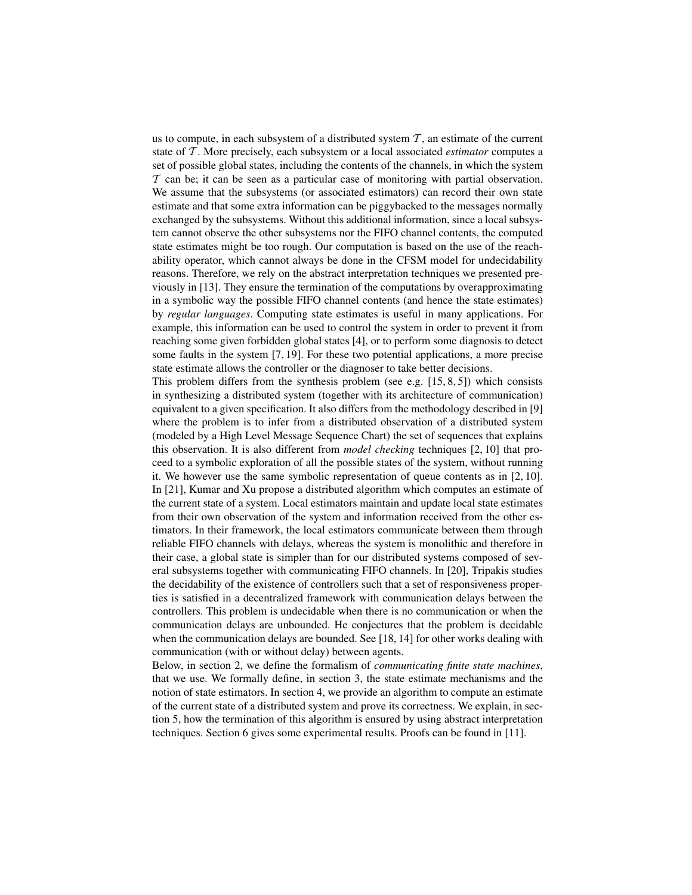us to compute, in each subsystem of a distributed system $\mathcal{T}$, an estimate of the current state of $\mathcal{T}$. More precisely, each subsystem or a local associated *estimator* computes a set of possible global states, including the contents of the channels, in which the system $\mathcal{T}$ can be; it can be seen as a particular case of monitoring with partial observation. We assume that the subsystems (or associated estimators) can record their own state estimate and that some extra information can be piggybacked to the messages normally exchanged by the subsystems. Without this additional information, since a local subsystem cannot observe the other subsystems nor the FIFO channel contents, the computed state estimates might be too rough. Our computation is based on the use of the reachability operator, which cannot always be done in the CFSM model for undecidability reasons. Therefore, we rely on the abstract interpretation techniques we presented previously in [13]. They ensure the termination of the computations by overapproximating in a symbolic way the possible FIFO channel contents (and hence the state estimates) by *regular languages*. Computing state estimates is useful in many applications. For example, this information can be used to control the system in order to prevent it from reaching some given forbidden global states [4], or to perform some diagnosis to detect some faults in the system [7, 19]. For these two potential applications, a more precise state estimate allows the controller or the diagnoser to take better decisions.

This problem differs from the synthesis problem (see e.g. [15, 8, 5]) which consists in synthesizing a distributed system (together with its architecture of communication) equivalent to a given specification. It also differs from the methodology described in [9] where the problem is to infer from a distributed observation of a distributed system (modeled by a High Level Message Sequence Chart) the set of sequences that explains this observation. It is also different from *model checking* techniques [2, 10] that proceed to a symbolic exploration of all the possible states of the system, without running it. We however use the same symbolic representation of queue contents as in [2, 10]. In [21], Kumar and Xu propose a distributed algorithm which computes an estimate of the current state of a system. Local estimators maintain and update local state estimates from their own observation of the system and information received from the other estimators. In their framework, the local estimators communicate between them through reliable FIFO channels with delays, whereas the system is monolithic and therefore in their case, a global state is simpler than for our distributed systems composed of several subsystems together with communicating FIFO channels. In [20], Tripakis studies the decidability of the existence of controllers such that a set of responsiveness properties is satisfied in a decentralized framework with communication delays between the controllers. This problem is undecidable when there is no communication or when the communication delays are unbounded. He conjectures that the problem is decidable when the communication delays are bounded. See [18, 14] for other works dealing with communication (with or without delay) between agents.

Below, in section 2, we define the formalism of *communicating finite state machines*, that we use. We formally define, in section 3, the state estimate mechanisms and the notion of state estimators. In section 4, we provide an algorithm to compute an estimate of the current state of a distributed system and prove its correctness. We explain, in section 5, how the termination of this algorithm is ensured by using abstract interpretation techniques. Section 6 gives some experimental results. Proofs can be found in [11].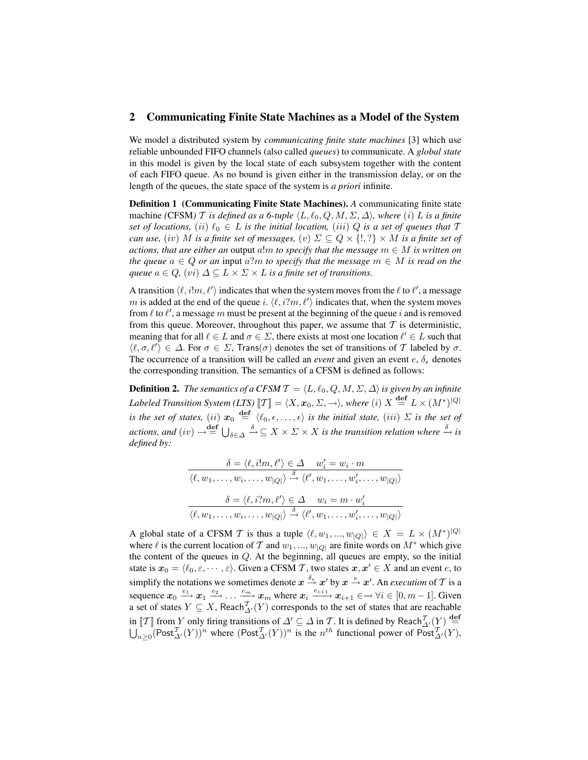## 2 Communicating Finite State Machines as a Model of the System

We model a distributed system by *communicating finite state machines* [3] which use reliable unbounded FIFO channels (also called *queues*) to communicate. A *global state* in this model is given by the local state of each subsystem together with the content of each FIFO queue. As no bound is given either in the transmission delay, or on the length of the queues, the state space of the system is *a priori* infinite.

**Definition 1 (Communicating Finite State Machines).** *A* communicating finite state machine *(*CFSM*) $\mathcal{T}$ is defined as a 6-tuple $\langle L, \ell_0, Q, M, \Sigma, \Delta\rangle$, where $(i)$ $L$ is a finite set of locations, $(ii)$ $\ell_0 \in L$ is the initial location, $(iii)$ $Q$ is a set of queues that $\mathcal{T}$ can use, $(iv)$ $M$ is a finite set of messages, $(v)$ $\Sigma \subseteq Q \times \{!, ?\} \times M$ is a finite set of actions, that are either an* output *$a!m$ to specify that the message $m \in M$ is written on the queue $a \in Q$ or an* input *$a?m$ to specify that the message $m \in M$ is read on the queue $a \in Q$, $(vi)$ $\Delta \subseteq L \times \Sigma \times L$ is a finite set of transitions.*

A transition $\langle \ell, i!m, \ell'\rangle$ indicates that when the system moves from the $\ell$ to $\ell'$, a message $m$ is added at the end of the queue $i$. $\langle \ell, i?m, \ell'\rangle$ indicates that, when the system moves from $\ell$ to $\ell'$, a message $m$ must be present at the beginning of the queue $i$ and is removed from this queue. Moreover, throughout this paper, we assume that $\mathcal{T}$ is deterministic, meaning that for all $\ell \in L$ and $\sigma \in \Sigma$, there exists at most one location $\ell' \in L$ such that $\langle \ell, \sigma, \ell'\rangle \in \Delta$. For $\sigma \in \Sigma$, $\mathsf{Trans}(\sigma)$ denotes the set of transitions of $\mathcal{T}$ labeled by $\sigma$. The occurrence of a transition will be called an *event* and given an event $e$, $\delta_e$ denotes the corresponding transition. The semantics of a CFSM is defined as follows:

**Definition 2.** *The semantics of a CFSM $\mathcal{T} = \langle L, \ell_0, Q, M, \Sigma, \Delta\rangle$ is given by an infinite Labeled Transition System (LTS) $[\![\mathcal{T}]\!] = \langle X, \boldsymbol{x}_0, \Sigma, \rightarrow\rangle$, where $(i)$ $X \stackrel{\mathbf{def}}{=} L \times (M^*)^{|Q|}$ is the set of states, $(ii)$ $\boldsymbol{x}_0 \stackrel{\mathbf{def}}{=} \langle \ell_0, \epsilon, \ldots, \epsilon\rangle$ is the initial state, $(iii)$ $\Sigma$ is the set of actions, and $(iv)$ $\rightarrow \stackrel{\mathbf{def}}{=} \bigcup_{\delta\in\Delta} \xrightarrow{\delta} \subseteq X \times \Sigma \times X$ is the transition relation where $\xrightarrow{\delta}$ is defined by:*

$$\frac{\delta = \langle \ell, i!m, \ell'\rangle \in \Delta \quad w_i' = w_i \cdot m}{\langle \ell, w_1, \ldots, w_i, \ldots, w_{|Q|}\rangle \xrightarrow{\delta} \langle \ell', w_1, \ldots, w_i', \ldots, w_{|Q|}\rangle}$$

$$\frac{\delta = \langle \ell, i?m, \ell'\rangle \in \Delta \quad w_i = m \cdot w_i'}{\langle \ell, w_1, \ldots, w_i, \ldots, w_{|Q|}\rangle \xrightarrow{\delta} \langle \ell', w_1, \ldots, w_i', \ldots, w_{|Q|}\rangle}$$

A global state of a CFSM $\mathcal{T}$ is thus a tuple $\langle \ell, w_1, ..., w_{|Q|}\rangle \in X = L \times (M^*)^{|Q|}$ where $\ell$ is the current location of $\mathcal{T}$ and $w_1, ..., w_{|Q|}$ are finite words on $M^*$ which give the content of the queues in $Q$. At the beginning, all queues are empty, so the initial state is $\boldsymbol{x}_0 = \langle \ell_0, \varepsilon, \cdots, \varepsilon\rangle$. Given a CFSM $\mathcal{T}$, two states $\boldsymbol{x}, \boldsymbol{x}' \in X$ and an event $e$, to simplify the notations we sometimes denote $\boldsymbol{x} \xrightarrow{\delta_e} \boldsymbol{x}'$ by $\boldsymbol{x} \xrightarrow{e} \boldsymbol{x}'$. An *execution* of $\mathcal{T}$ is a sequence $\boldsymbol{x}_0 \xrightarrow{e_1} \boldsymbol{x}_1 \xrightarrow{e_2} \ldots \xrightarrow{e_m} \boldsymbol{x}_m$ where $\boldsymbol{x}_i \xrightarrow{e_{i+1}} \boldsymbol{x}_{i+1} \in \rightarrow \forall i \in [0, m-1]$. Given a set of states $Y \subseteq X$, $\mathsf{Reach}^{\mathcal{T}}_{\Delta'}(Y)$ corresponds to the set of states that are reachable in $[\![\mathcal{T}]\!]$ from $Y$ only firing transitions of $\Delta' \subseteq \Delta$ in $\mathcal{T}$. It is defined by $\mathsf{Reach}^{\mathcal{T}}_{\Delta'}(Y) \stackrel{\mathbf{def}}{=} \bigcup_{n\geq 0}(\mathsf{Post}^{\mathcal{T}}_{\Delta'}(Y))^n$ where $(\mathsf{Post}^{\mathcal{T}}_{\Delta'}(Y))^n$ is the $n^{th}$ functional power of $\mathsf{Post}^{\mathcal{T}}_{\Delta'}(Y)$,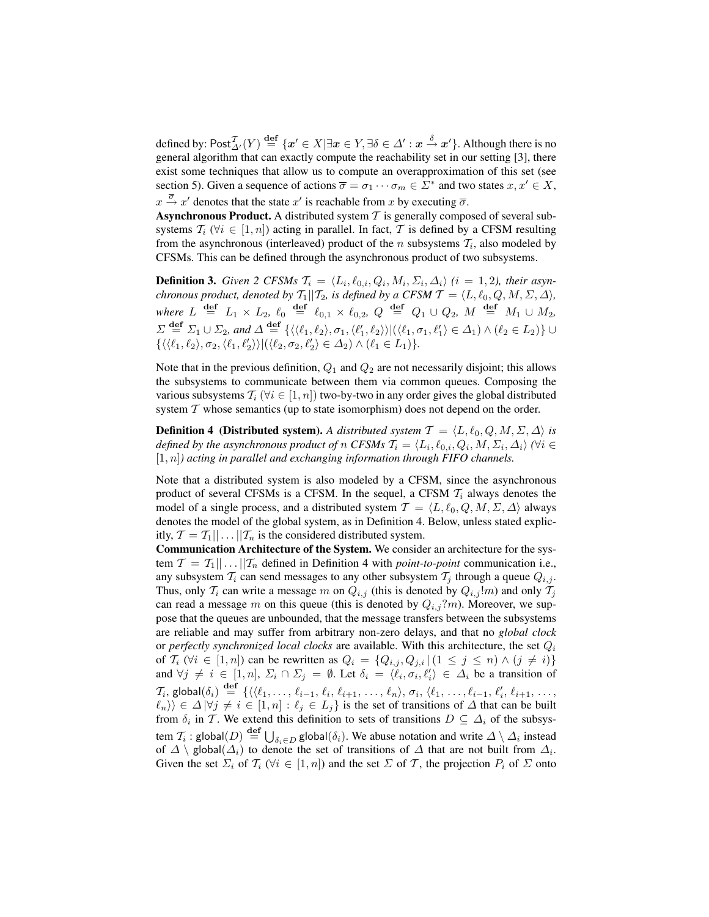defined by: $\mathsf{Post}^{\mathcal{T}}_{\Delta'}(Y) \stackrel{\mathbf{def}}{=} \{\boldsymbol{x}' \in X | \exists \boldsymbol{x} \in Y, \exists \delta \in \Delta' : \boldsymbol{x} \xrightarrow{\delta} \boldsymbol{x}'\}$. Although there is no general algorithm that can exactly compute the reachability set in our setting [3], there exist some techniques that allow us to compute an overapproximation of this set (see section 5). Given a sequence of actions $\overline{\sigma} = \sigma_1 \cdots \sigma_m \in \Sigma^*$ and two states $x, x' \in X$, $x \xrightarrow{\overline{\sigma}} x'$ denotes that the state $x'$ is reachable from $x$ by executing $\overline{\sigma}$.

**Asynchronous Product.** A distributed system $\mathcal{T}$ is generally composed of several subsystems $\mathcal{T}_i$ ($\forall i \in [1, n]$) acting in parallel. In fact, $\mathcal{T}$ is defined by a CFSM resulting from the asynchronous (interleaved) product of the $n$ subsystems $\mathcal{T}_i$, also modeled by CFSMs. This can be defined through the asynchronous product of two subsystems.

**Definition 3.** *Given 2 CFSMs $\mathcal{T}_i = \langle L_i, \ell_{0,i}, Q_i, M_i, \Sigma_i, \Delta_i \rangle$ ($i = 1, 2$), their asynchronous product, denoted by $\mathcal{T}_1 || \mathcal{T}_2$, is defined by a CFSM $\mathcal{T} = \langle L, \ell_0, Q, M, \Sigma, \Delta \rangle$, where $L \stackrel{\mathbf{def}}{=} L_1 \times L_2$, $\ell_0 \stackrel{\mathbf{def}}{=} \ell_{0,1} \times \ell_{0,2}$, $Q \stackrel{\mathbf{def}}{=} Q_1 \cup Q_2$, $M \stackrel{\mathbf{def}}{=} M_1 \cup M_2$, $\Sigma \stackrel{\mathbf{def}}{=} \Sigma_1 \cup \Sigma_2$, and $\Delta \stackrel{\mathbf{def}}{=} \{\langle \langle \ell_1, \ell_2 \rangle, \sigma_1, \langle \ell_1', \ell_2 \rangle \rangle | (\langle \ell_1, \sigma_1, \ell_1' \rangle \in \Delta_1) \wedge (\ell_2 \in L_2)\} \cup \{\langle \langle \ell_1, \ell_2 \rangle, \sigma_2, \langle \ell_1, \ell_2' \rangle \rangle | (\langle \ell_2, \sigma_2, \ell_2' \rangle \in \Delta_2) \wedge (\ell_1 \in L_1)\}$.*

Note that in the previous definition, $Q_1$ and $Q_2$ are not necessarily disjoint; this allows the subsystems to communicate between them via common queues. Composing the various subsystems $\mathcal{T}_i$ ($\forall i \in [1, n]$) two-by-two in any order gives the global distributed system $\mathcal{T}$ whose semantics (up to state isomorphism) does not depend on the order.

**Definition 4 (Distributed system).** *A distributed system $\mathcal{T} = \langle L, \ell_0, Q, M, \Sigma, \Delta \rangle$ is defined by the asynchronous product of $n$ CFSMs $\mathcal{T}_i = \langle L_i, \ell_{0,i}, Q_i, M, \Sigma_i, \Delta_i \rangle$ ($\forall i \in [1, n]$) acting in parallel and exchanging information through FIFO channels.*

Note that a distributed system is also modeled by a CFSM, since the asynchronous product of several CFSMs is a CFSM. In the sequel, a CFSM $\mathcal{T}_i$ always denotes the model of a single process, and a distributed system $\mathcal{T} = \langle L, \ell_0, Q, M, \Sigma, \Delta \rangle$ always denotes the model of the global system, as in Definition 4. Below, unless stated explicitly, $\mathcal{T} = \mathcal{T}_1 || \dots || \mathcal{T}_n$ is the considered distributed system.

**Communication Architecture of the System.** We consider an architecture for the system $\mathcal{T} = \mathcal{T}_1 || \dots || \mathcal{T}_n$ defined in Definition 4 with *point-to-point* communication i.e., any subsystem $\mathcal{T}_i$ can send messages to any other subsystem $\mathcal{T}_j$ through a queue $Q_{i,j}$. Thus, only $\mathcal{T}_i$ can write a message $m$ on $Q_{i,j}$ (this is denoted by $Q_{i,j}!m$) and only $\mathcal{T}_j$ can read a message $m$ on this queue (this is denoted by $Q_{i,j}?m$). Moreover, we suppose that the queues are unbounded, that the message transfers between the subsystems are reliable and may suffer from arbitrary non-zero delays, and that no *global clock* or *perfectly synchronized local clocks* are available. With this architecture, the set $Q_i$ of $\mathcal{T}_i$ ($\forall i \in [1, n]$) can be rewritten as $Q_i = \{Q_{i,j}, Q_{j,i} \,|\, (1 \leq j \leq n) \wedge (j \neq i)\}$ and $\forall j \neq i \in [1, n]$, $\Sigma_i \cap \Sigma_j = \emptyset$. Let $\delta_i = \langle \ell_i, \sigma_i, \ell_i' \rangle \in \Delta_i$ be a transition of $\mathcal{T}_i$, $\mathsf{global}(\delta_i) \stackrel{\mathbf{def}}{=} \{\langle \langle \ell_1, \dots, \ell_{i-1}, \ell_i, \ell_{i+1}, \dots, \ell_n \rangle, \sigma_i, \langle \ell_1, \dots, \ell_{i-1}, \ell_i', \ell_{i+1}, \dots, \ell_n \rangle \rangle \in \Delta \,|\, \forall j \neq i \in [1, n] : \ell_j \in L_j\}$ is the set of transitions of $\Delta$ that can be built from $\delta_i$ in $\mathcal{T}$. We extend this definition to sets of transitions $D \subseteq \Delta_i$ of the subsystem $\mathcal{T}_i$ : $\mathsf{global}(D) \stackrel{\mathbf{def}}{=} \bigcup_{\delta_i \in D} \mathsf{global}(\delta_i)$. We abuse notation and write $\Delta \setminus \Delta_i$ instead of $\Delta \setminus \mathsf{global}(\Delta_i)$ to denote the set of transitions of $\Delta$ that are not built from $\Delta_i$. Given the set $\Sigma_i$ of $\mathcal{T}_i$ ($\forall i \in [1, n]$) and the set $\Sigma$ of $\mathcal{T}$, the projection $P_i$ of $\Sigma$ onto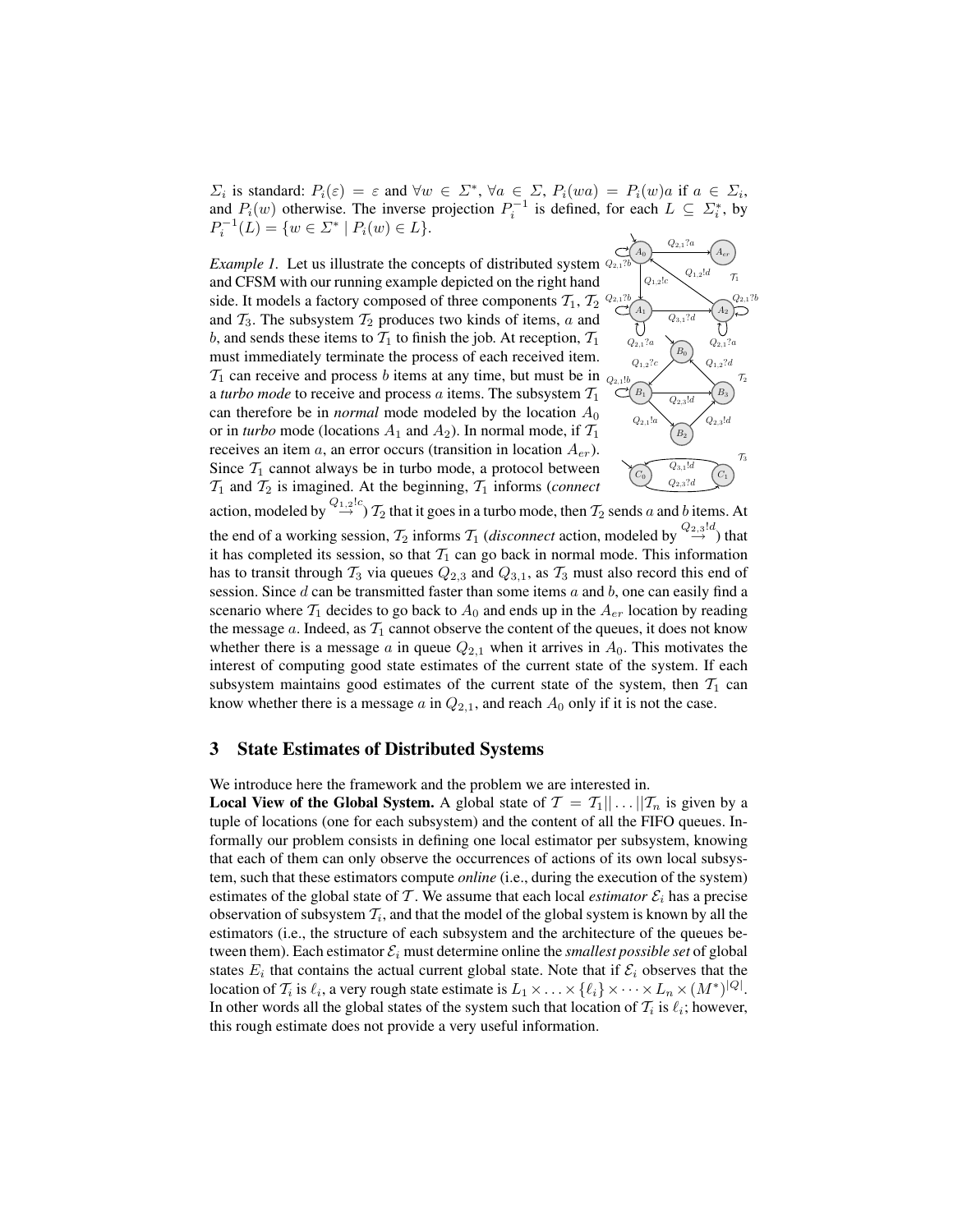$\Sigma_i$ is standard: $P_i(\varepsilon) = \varepsilon$ and $\forall w \in \Sigma^*$, $\forall a \in \Sigma$, $P_i(wa) = P_i(w)a$ if $a \in \Sigma_i$, and $P_i(w)$ otherwise. The inverse projection $P_i^{-1}$ is defined, for each $L \subseteq \Sigma_i^*$, by $P_i^{-1}(L) = \{w \in \Sigma^* \mid P_i(w) \in L\}$.

*Example 1.* Let us illustrate the concepts of distributed system and CFSM with our running example depicted on the right hand side. It models a factory composed of three components $\mathcal{T}_1$, $\mathcal{T}_2$ and $\mathcal{T}_3$. The subsystem $\mathcal{T}_2$ produces two kinds of items, $a$ and $b$, and sends these items to $\mathcal{T}_1$ to finish the job. At reception, $\mathcal{T}_1$ must immediately terminate the process of each received item. $\mathcal{T}_1$ can receive and process $b$ items at any time, but must be in a *turbo mode* to receive and process $a$ items. The subsystem $\mathcal{T}_1$ can therefore be in *normal* mode modeled by the location $A_0$ or in *turbo* mode (locations $A_1$ and $A_2$). In normal mode, if $\mathcal{T}_1$ receives an item $a$, an error occurs (transition in location $A_{er}$). Since $\mathcal{T}_1$ cannot always be in turbo mode, a protocol between $\mathcal{T}_1$ and $\mathcal{T}_2$ is imagined. At the beginning, $\mathcal{T}_1$ informs (*connect* action, modeled by $\stackrel{Q_{1,2}!c}{\rightarrow}$) $\mathcal{T}_2$ that it goes in a turbo mode, then $\mathcal{T}_2$ sends $a$ and $b$ items. At the end of a working session, $\mathcal{T}_2$ informs $\mathcal{T}_1$ (*disconnect* action, modeled by $\stackrel{Q_{2,3}!d}{\rightarrow}$) that it has completed its session, so that $\mathcal{T}_1$ can go back in normal mode. This information has to transit through $\mathcal{T}_3$ via queues $Q_{2,3}$ and $Q_{3,1}$, as $\mathcal{T}_3$ must also record this end of session. Since $d$ can be transmitted faster than some items $a$ and $b$, one can easily find a scenario where $\mathcal{T}_1$ decides to go back to $A_0$ and ends up in the $A_{er}$ location by reading the message $a$. Indeed, as $\mathcal{T}_1$ cannot observe the content of the queues, it does not know whether there is a message $a$ in queue $Q_{2,1}$ when it arrives in $A_0$. This motivates the interest of computing good state estimates of the current state of the system. If each subsystem maintains good estimates of the current state of the system, then $\mathcal{T}_1$ can know whether there is a message $a$ in $Q_{2,1}$, and reach $A_0$ only if it is not the case.

## 3 State Estimates of Distributed Systems

We introduce here the framework and the problem we are interested in.

**Local View of the Global System.** A global state of $\mathcal{T} = \mathcal{T}_1 || \dots || \mathcal{T}_n$ is given by a tuple of locations (one for each subsystem) and the content of all the FIFO queues. Informally our problem consists in defining one local estimator per subsystem, knowing that each of them can only observe the occurrences of actions of its own local subsystem, such that these estimators compute *online* (i.e., during the execution of the system) estimates of the global state of $\mathcal{T}$. We assume that each local *estimator* $\mathcal{E}_i$ has a precise observation of subsystem $\mathcal{T}_i$, and that the model of the global system is known by all the estimators (i.e., the structure of each subsystem and the architecture of the queues between them). Each estimator $\mathcal{E}_i$ must determine online the *smallest possible set* of global states $E_i$ that contains the actual current global state. Note that if $\mathcal{E}_i$ observes that the location of $\mathcal{T}_i$ is $\ell_i$, a very rough state estimate is $L_1 \times \dots \times \{\ell_i\} \times \dots \times L_n \times (M^*)^{|Q|}$. In other words all the global states of the system such that location of $\mathcal{T}_i$ is $\ell_i$; however, this rough estimate does not provide a very useful information.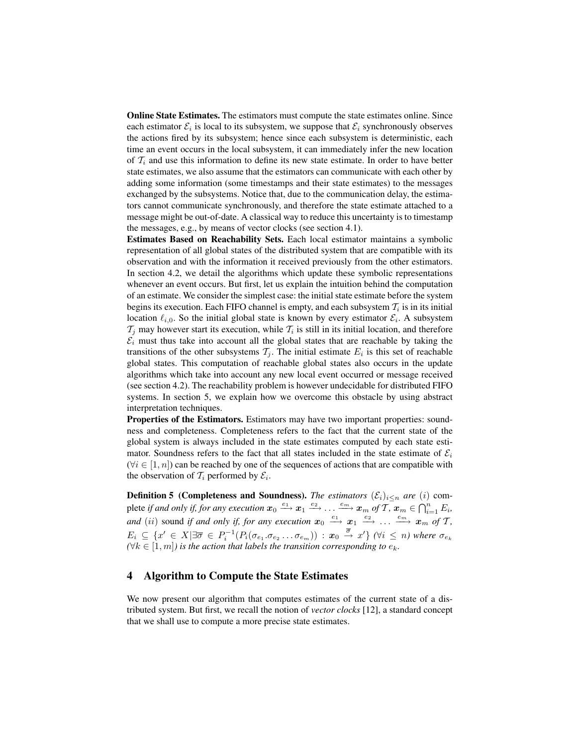**Online State Estimates.** The estimators must compute the state estimates online. Since each estimator $\mathcal{E}_i$ is local to its subsystem, we suppose that $\mathcal{E}_i$ synchronously observes the actions fired by its subsystem; hence since each subsystem is deterministic, each time an event occurs in the local subsystem, it can immediately infer the new location of $\mathcal{T}_i$ and use this information to define its new state estimate. In order to have better state estimates, we also assume that the estimators can communicate with each other by adding some information (some timestamps and their state estimates) to the messages exchanged by the subsystems. Notice that, due to the communication delay, the estimators cannot communicate synchronously, and therefore the state estimate attached to a message might be out-of-date. A classical way to reduce this uncertainty is to timestamp the messages, e.g., by means of vector clocks (see section 4.1).

**Estimates Based on Reachability Sets.** Each local estimator maintains a symbolic representation of all global states of the distributed system that are compatible with its observation and with the information it received previously from the other estimators. In section 4.2, we detail the algorithms which update these symbolic representations whenever an event occurs. But first, let us explain the intuition behind the computation of an estimate. We consider the simplest case: the initial state estimate before the system begins its execution. Each FIFO channel is empty, and each subsystem $\mathcal{T}_i$ is in its initial location $\ell_{i,0}$. So the initial global state is known by every estimator $\mathcal{E}_i$. A subsystem $\mathcal{T}_j$ may however start its execution, while $\mathcal{T}_i$ is still in its initial location, and therefore $\mathcal{E}_i$ must thus take into account all the global states that are reachable by taking the transitions of the other subsystems $\mathcal{T}_j$. The initial estimate $E_i$ is this set of reachable global states. This computation of reachable global states also occurs in the update algorithms which take into account any new local event occurred or message received (see section 4.2). The reachability problem is however undecidable for distributed FIFO systems. In section 5, we explain how we overcome this obstacle by using abstract interpretation techniques.

**Properties of the Estimators.** Estimators may have two important properties: soundness and completeness. Completeness refers to the fact that the current state of the global system is always included in the state estimates computed by each state estimator. Soundness refers to the fact that all states included in the state estimate of $\mathcal{E}_i$ ($\forall i \in [1, n]$) can be reached by one of the sequences of actions that are compatible with the observation of $\mathcal{T}_i$ performed by $\mathcal{E}_i$.

**Definition 5 (Completeness and Soundness).** *The estimators $(\mathcal{E}_i)_{i \leq n}$ are $(i)$ complete if and only if, for any execution $\boldsymbol{x}_0 \xrightarrow{e_1} \boldsymbol{x}_1 \xrightarrow{e_2} \ldots \xrightarrow{e_m} \boldsymbol{x}_m$ of $\mathcal{T}$, $\boldsymbol{x}_m \in \bigcap_{i=1}^{n} E_i$, and $(ii)$ sound if and only if, for any execution $\boldsymbol{x}_0 \xrightarrow{e_1} \boldsymbol{x}_1 \xrightarrow{e_2} \ldots \xrightarrow{e_m} \boldsymbol{x}_m$ of $\mathcal{T}$, $E_i \subseteq \{x' \in X | \exists \overline{\sigma} \in P_i^{-1}(P_i(\sigma_{e_1}.\sigma_{e_2} \ldots \sigma_{e_m})) : \boldsymbol{x}_0 \xrightarrow{\overline{\sigma}} x'\}$ ($\forall i \leq n$) where $\sigma_{e_k}$ ($\forall k \in [1, m]$) is the action that labels the transition corresponding to $e_k$.*

## 4 Algorithm to Compute the State Estimates

We now present our algorithm that computes estimates of the current state of a distributed system. But first, we recall the notion of *vector clocks* [12], a standard concept that we shall use to compute a more precise state estimates.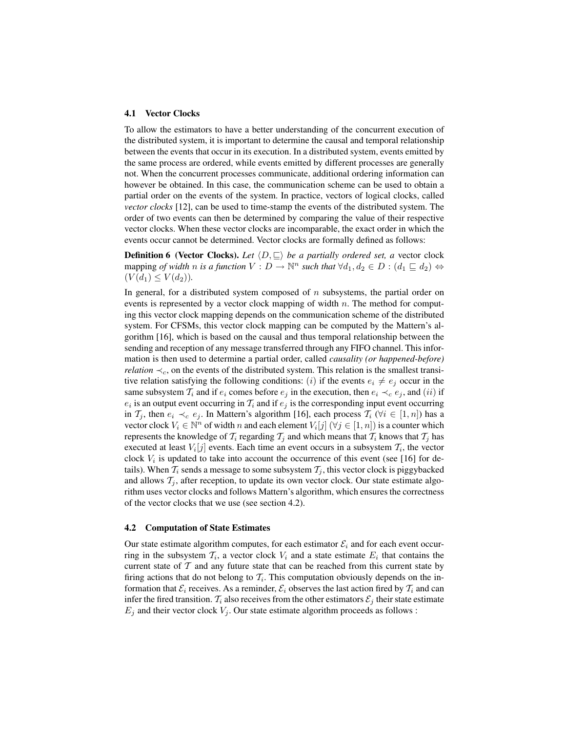### 4.1 Vector Clocks

To allow the estimators to have a better understanding of the concurrent execution of the distributed system, it is important to determine the causal and temporal relationship between the events that occur in its execution. In a distributed system, events emitted by the same process are ordered, while events emitted by different processes are generally not. When the concurrent processes communicate, additional ordering information can however be obtained. In this case, the communication scheme can be used to obtain a partial order on the events of the system. In practice, vectors of logical clocks, called *vector clocks* [12], can be used to time-stamp the events of the distributed system. The order of two events can then be determined by comparing the value of their respective vector clocks. When these vector clocks are incomparable, the exact order in which the events occur cannot be determined. Vector clocks are formally defined as follows:

**Definition 6 (Vector Clocks).** *Let $\langle D, \sqsubseteq \rangle$ be a partially ordered set, a* vector clock mapping *of width $n$ is a function $V : D \rightarrow \mathbb{N}^n$ such that $\forall d_1, d_2 \in D : (d_1 \sqsubseteq d_2) \Leftrightarrow (V(d_1) \leq V(d_2))$.*

In general, for a distributed system composed of $n$ subsystems, the partial order on events is represented by a vector clock mapping of width $n$. The method for computing this vector clock mapping depends on the communication scheme of the distributed system. For CFSMs, this vector clock mapping can be computed by the Mattern's algorithm [16], which is based on the causal and thus temporal relationship between the sending and reception of any message transferred through any FIFO channel. This information is then used to determine a partial order, called *causality (or happened-before) relation* $\prec_c$, on the events of the distributed system. This relation is the smallest transitive relation satisfying the following conditions: $(i)$ if the events $e_i \neq e_j$ occur in the same subsystem $\mathcal{T}_i$ and if $e_i$ comes before $e_j$ in the execution, then $e_i \prec_c e_j$, and $(ii)$ if $e_i$ is an output event occurring in $\mathcal{T}_i$ and if $e_j$ is the corresponding input event occurring in $\mathcal{T}_j$, then $e_i \prec_c e_j$. In Mattern's algorithm [16], each process $\mathcal{T}_i$ ($\forall i \in [1, n]$) has a vector clock $V_i \in \mathbb{N}^n$ of width $n$ and each element $V_i[j]$ ($\forall j \in [1, n]$) is a counter which represents the knowledge of $\mathcal{T}_i$ regarding $\mathcal{T}_j$ and which means that $\mathcal{T}_i$ knows that $\mathcal{T}_j$ has executed at least $V_i[j]$ events. Each time an event occurs in a subsystem $\mathcal{T}_i$, the vector clock $V_i$ is updated to take into account the occurrence of this event (see [16] for details). When $\mathcal{T}_i$ sends a message to some subsystem $\mathcal{T}_j$, this vector clock is piggybacked and allows $\mathcal{T}_j$, after reception, to update its own vector clock. Our state estimate algorithm uses vector clocks and follows Mattern's algorithm, which ensures the correctness of the vector clocks that we use (see section 4.2).

### 4.2 Computation of State Estimates

Our state estimate algorithm computes, for each estimator $\mathcal{E}_i$ and for each event occurring in the subsystem $\mathcal{T}_i$, a vector clock $V_i$ and a state estimate $E_i$ that contains the current state of $\mathcal{T}$ and any future state that can be reached from this current state by firing actions that do not belong to $\mathcal{T}_i$. This computation obviously depends on the information that $\mathcal{E}_i$ receives. As a reminder, $\mathcal{E}_i$ observes the last action fired by $\mathcal{T}_i$ and can infer the fired transition. $\mathcal{T}_i$ also receives from the other estimators $\mathcal{E}_j$ their state estimate $E_j$ and their vector clock $V_j$. Our state estimate algorithm proceeds as follows :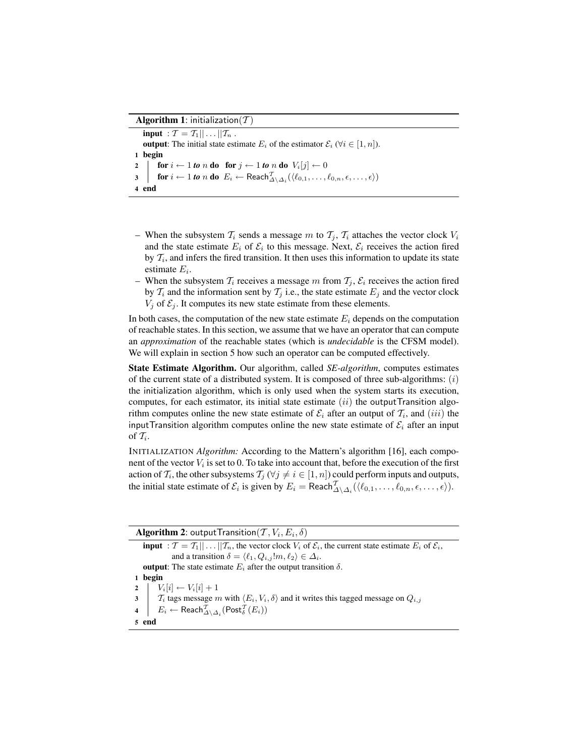**Algorithm 1**: initialization($\mathcal{T}$)

```
input : T = T_1 || ... || T_n .
output: The initial state estimate E_i of the estimator ℰ_i (∀i ∈ [1, n]).
1 begin
2   for i ← 1 to n do  for j ← 1 to n do  V_i[j] ← 0
3   for i ← 1 to n do  E_i ← Reach^T_{Δ\Δ_i}(⟨ℓ_{0,1}, ..., ℓ_{0,n}, ε, ..., ε⟩)
4 end
```

– When the subsystem $\mathcal{T}_i$ sends a message $m$ to $\mathcal{T}_j$, $\mathcal{T}_i$ attaches the vector clock $V_i$ and the state estimate $E_i$ of $\mathcal{E}_i$ to this message. Next, $\mathcal{E}_i$ receives the action fired by $\mathcal{T}_i$, and infers the fired transition. It then uses this information to update its state estimate $E_i$.

– When the subsystem $\mathcal{T}_i$ receives a message $m$ from $\mathcal{T}_j$, $\mathcal{E}_i$ receives the action fired by $\mathcal{T}_i$ and the information sent by $\mathcal{T}_j$ i.e., the state estimate $E_j$ and the vector clock $V_j$ of $\mathcal{E}_j$. It computes its new state estimate from these elements.

In both cases, the computation of the new state estimate $E_i$ depends on the computation of reachable states. In this section, we assume that we have an operator that can compute an *approximation* of the reachable states (which is *undecidable* is the CFSM model). We will explain in section 5 how such an operator can be computed effectively.

**State Estimate Algorithm.** Our algorithm, called *SE-algorithm*, computes estimates of the current state of a distributed system. It is composed of three sub-algorithms: $(i)$ the initialization algorithm, which is only used when the system starts its execution, computes, for each estimator, its initial state estimate $(ii)$ the outputTransition algorithm computes online the new state estimate of $\mathcal{E}_i$ after an output of $\mathcal{T}_i$, and $(iii)$ the inputTransition algorithm computes online the new state estimate of $\mathcal{E}_i$ after an input of $\mathcal{T}_i$.

INITIALIZATION *Algorithm:* According to the Mattern's algorithm [16], each component of the vector $V_i$ is set to 0. To take into account that, before the execution of the first action of $\mathcal{T}_i$, the other subsystems $\mathcal{T}_j$ ($\forall j \neq i \in [1, n]$) could perform inputs and outputs, the initial state estimate of $\mathcal{E}_i$ is given by $E_i = \mathsf{Reach}^{\mathcal{T}}_{\Delta \setminus \Delta_i}(\langle \ell_{0,1}, \ldots, \ell_{0,n}, \epsilon, \ldots, \epsilon \rangle)$.

**Algorithm 2**: outputTransition($\mathcal{T}, V_i, E_i, \delta$)

```
input : T = T_1 || ... || T_n, the vector clock V_i of ℰ_i, the current state estimate E_i of ℰ_i,
        and a transition δ = ⟨ℓ_1, Q_{i,j}!m, ℓ_2⟩ ∈ Δ_i.
output: The state estimate E_i after the output transition δ.
1 begin
2   V_i[i] ← V_i[i] + 1
3   T_i tags message m with ⟨E_i, V_i, δ⟩ and it writes this tagged message on Q_{i,j}
4   E_i ← Reach^T_{Δ\Δ_i}(Post^T_δ(E_i))
5 end
```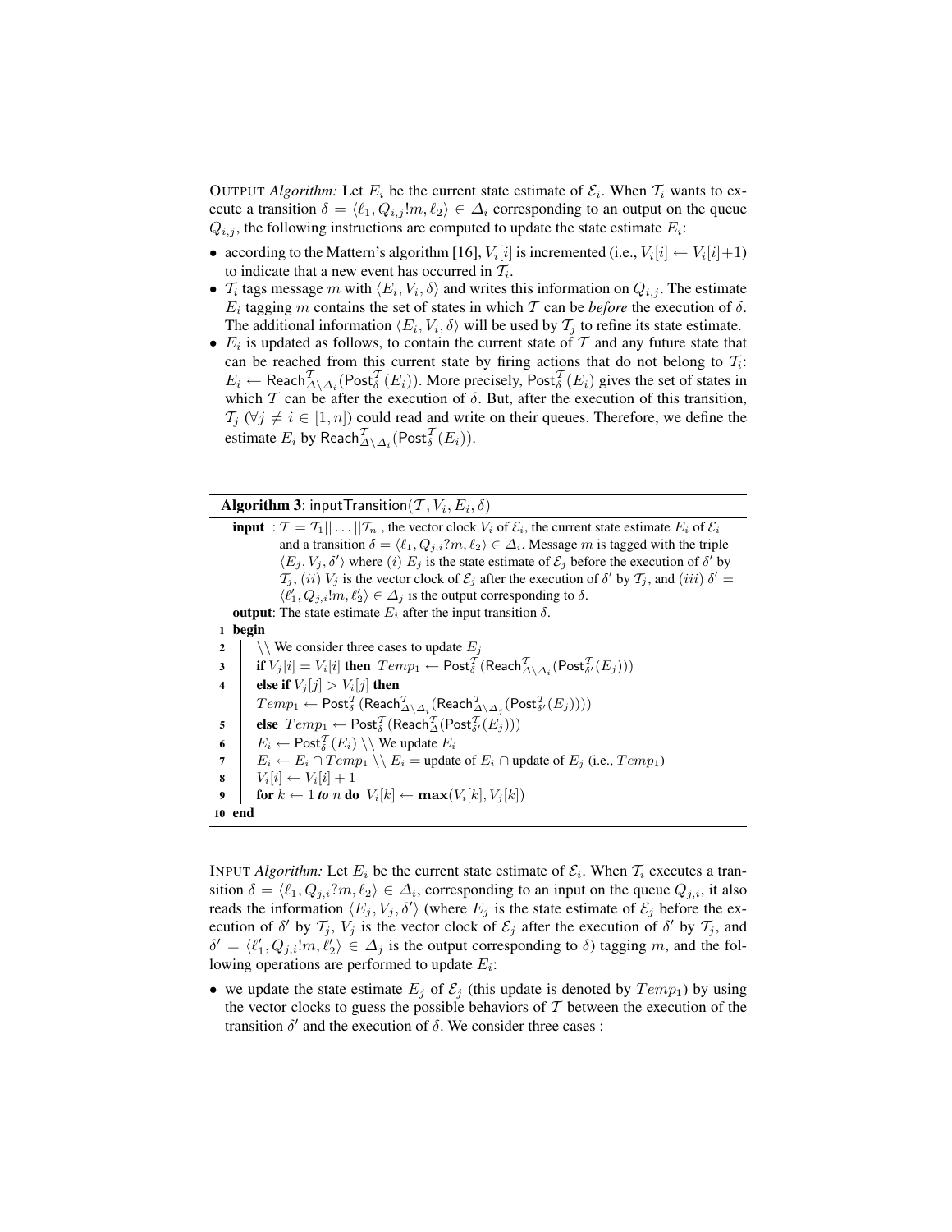OUTPUT *Algorithm:* Let $E_i$ be the current state estimate of $\mathcal{E}_i$. When $\mathcal{T}_i$ wants to execute a transition $\delta = \langle \ell_1, Q_{i,j}!m, \ell_2 \rangle \in \Delta_i$ corresponding to an output on the queue $Q_{i,j}$, the following instructions are computed to update the state estimate $E_i$:

- according to the Mattern's algorithm [16], $V_i[i]$ is incremented (i.e., $V_i[i] \leftarrow V_i[i]+1$) to indicate that a new event has occurred in $\mathcal{T}_i$.
- $\mathcal{T}_i$ tags message $m$ with $\langle E_i, V_i, \delta \rangle$ and writes this information on $Q_{i,j}$. The estimate $E_i$ tagging $m$ contains the set of states in which $\mathcal{T}$ can be *before* the execution of $\delta$. The additional information $\langle E_i, V_i, \delta \rangle$ will be used by $\mathcal{T}_j$ to refine its state estimate.
- $E_i$ is updated as follows, to contain the current state of $\mathcal{T}$ and any future state that can be reached from this current state by firing actions that do not belong to $\mathcal{T}_i$: $E_i \leftarrow \mathsf{Reach}^{\mathcal{T}}_{\Delta \setminus \Delta_i}(\mathsf{Post}^{\mathcal{T}}_{\delta}(E_i))$. More precisely, $\mathsf{Post}^{\mathcal{T}}_{\delta}(E_i)$ gives the set of states in which $\mathcal{T}$ can be after the execution of $\delta$. But, after the execution of this transition, $\mathcal{T}_j$ ($\forall j \neq i \in [1,n]$) could read and write on their queues. Therefore, we define the estimate $E_i$ by $\mathsf{Reach}^{\mathcal{T}}_{\Delta \setminus \Delta_i}(\mathsf{Post}^{\mathcal{T}}_{\delta}(E_i))$.

**Algorithm 3**: inputTransition$(\mathcal{T}, V_i, E_i, \delta)$

**input** : $\mathcal{T} = \mathcal{T}_1 || \ldots || \mathcal{T}_n$ , the vector clock $V_i$ of $\mathcal{E}_i$, the current state estimate $E_i$ of $\mathcal{E}_i$ and a transition $\delta = \langle \ell_1, Q_{j,i}?m, \ell_2 \rangle \in \Delta_i$. Message $m$ is tagged with the triple $\langle E_j, V_j, \delta' \rangle$ where $(i)$ $E_j$ is the state estimate of $\mathcal{E}_j$ before the execution of $\delta'$ by $\mathcal{T}_j$, $(ii)$ $V_j$ is the vector clock of $\mathcal{E}_j$ after the execution of $\delta'$ by $\mathcal{T}_j$, and $(iii)$ $\delta' = \langle \ell_1', Q_{j,i}!m, \ell_2' \rangle \in \Delta_j$ is the output corresponding to $\delta$.

**output**: The state estimate $E_i$ after the input transition $\delta$.

```
1  begin
2      \\ We consider three cases to update E_j
3      if V_j[i] = V_i[i] then Temp_1 ← Post^T_δ(Reach^T_{Δ\Δ_i}(Post^T_{δ'}(E_j)))
4      else if V_j[j] > V_i[j] then
           Temp_1 ← Post^T_δ(Reach^T_{Δ\Δ_i}(Reach^T_{Δ\Δ_j}(Post^T_{δ'}(E_j))))
5      else Temp_1 ← Post^T_δ(Reach^T_Δ(Post^T_{δ'}(E_j)))
6      E_i ← Post^T_δ(E_i) \\ We update E_i
7      E_i ← E_i ∩ Temp_1 \\ E_i = update of E_i ∩ update of E_j (i.e., Temp_1)
8      V_i[i] ← V_i[i] + 1
9      for k ← 1 to n do V_i[k] ← max(V_i[k], V_j[k])
10 end
```

INPUT *Algorithm:* Let $E_i$ be the current state estimate of $\mathcal{E}_i$. When $\mathcal{T}_i$ executes a transition $\delta = \langle \ell_1, Q_{j,i}?m, \ell_2 \rangle \in \Delta_i$, corresponding to an input on the queue $Q_{j,i}$, it also reads the information $\langle E_j, V_j, \delta' \rangle$ (where $E_j$ is the state estimate of $\mathcal{E}_j$ before the execution of $\delta'$ by $\mathcal{T}_j$, $V_j$ is the vector clock of $\mathcal{E}_j$ after the execution of $\delta'$ by $\mathcal{T}_j$, and $\delta' = \langle \ell_1', Q_{j,i}!m, \ell_2' \rangle \in \Delta_j$ is the output corresponding to $\delta$) tagging $m$, and the following operations are performed to update $E_i$:

- we update the state estimate $E_j$ of $\mathcal{E}_j$ (this update is denoted by $Temp_1$) by using the vector clocks to guess the possible behaviors of $\mathcal{T}$ between the execution of the transition $\delta'$ and the execution of $\delta$. We consider three cases :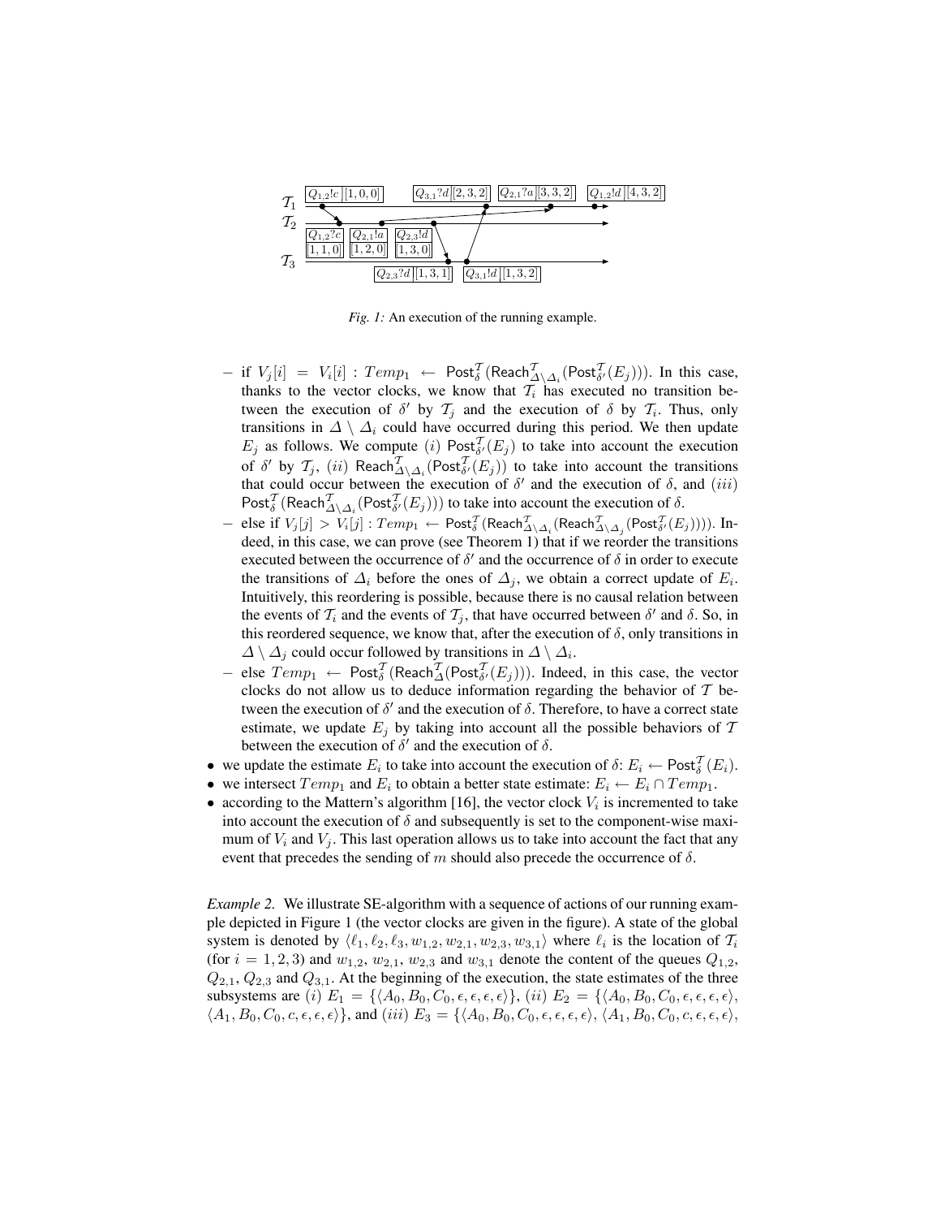$\mathcal{T}_1$

$\mathcal{T}_2$

$\mathcal{T}_3$

$Q_{1,2}!c$ $[1,0,0]$

$Q_{3,1}?d$ $[2,3,2]$

$Q_{2,1}?a$ $[3,3,2]$

$Q_{1,2}!d$ $[4,3,2]$

$Q_{1,2}?c$ $[1,1,0]$

$Q_{2,1}!a$ $[1,2,0]$

$Q_{2,3}!d$ $[1,3,0]$

$Q_{2,3}?d$ $[1,3,1]$

$Q_{3,1}!d$ $[1,3,2]$

*Fig. 1:* An execution of the running example.

- if $V_j[i] = V_i[i]$ : $Temp_1 \leftarrow \mathsf{Post}^{\mathcal{T}}_{\delta}(\mathsf{Reach}^{\mathcal{T}}_{\Delta \setminus \Delta_i}(\mathsf{Post}^{\mathcal{T}}_{\delta'}(E_j)))$. In this case, thanks to the vector clocks, we know that $\mathcal{T}_i$ has executed no transition between the execution of $\delta'$ by $\mathcal{T}_j$ and the execution of $\delta$ by $\mathcal{T}_i$. Thus, only transitions in $\Delta \setminus \Delta_i$ could have occurred during this period. We then update $E_j$ as follows. We compute $(i)$ $\mathsf{Post}^{\mathcal{T}}_{\delta'}(E_j)$ to take into account the execution of $\delta'$ by $\mathcal{T}_j$, $(ii)$ $\mathsf{Reach}^{\mathcal{T}}_{\Delta \setminus \Delta_i}(\mathsf{Post}^{\mathcal{T}}_{\delta'}(E_j))$ to take into account the transitions that could occur between the execution of $\delta'$ and the execution of $\delta$, and $(iii)$ $\mathsf{Post}^{\mathcal{T}}_{\delta}(\mathsf{Reach}^{\mathcal{T}}_{\Delta \setminus \Delta_i}(\mathsf{Post}^{\mathcal{T}}_{\delta'}(E_j)))$ to take into account the execution of $\delta$.
- else if $V_j[j] > V_i[j]$ : $Temp_1 \leftarrow \mathsf{Post}^{\mathcal{T}}_{\delta}(\mathsf{Reach}^{\mathcal{T}}_{\Delta \setminus \Delta_i}(\mathsf{Reach}^{\mathcal{T}}_{\Delta \setminus \Delta_j}(\mathsf{Post}^{\mathcal{T}}_{\delta'}(E_j))))$. Indeed, in this case, we can prove (see Theorem 1) that if we reorder the transitions executed between the occurrence of $\delta'$ and the occurrence of $\delta$ in order to execute the transitions of $\Delta_i$ before the ones of $\Delta_j$, we obtain a correct update of $E_i$. Intuitively, this reordering is possible, because there is no causal relation between the events of $\mathcal{T}_i$ and the events of $\mathcal{T}_j$, that have occurred between $\delta'$ and $\delta$. So, in this reordered sequence, we know that, after the execution of $\delta$, only transitions in $\Delta \setminus \Delta_j$ could occur followed by transitions in $\Delta \setminus \Delta_i$.
- else $Temp_1 \leftarrow \mathsf{Post}^{\mathcal{T}}_{\delta}(\mathsf{Reach}^{\mathcal{T}}_{\Delta}(\mathsf{Post}^{\mathcal{T}}_{\delta'}(E_j)))$. Indeed, in this case, the vector clocks do not allow us to deduce information regarding the behavior of $\mathcal{T}$ between the execution of $\delta'$ and the execution of $\delta$. Therefore, to have a correct state estimate, we update $E_j$ by taking into account all the possible behaviors of $\mathcal{T}$ between the execution of $\delta'$ and the execution of $\delta$.

- we update the estimate $E_i$ to take into account the execution of $\delta$: $E_i \leftarrow \mathsf{Post}^{\mathcal{T}}_{\delta}(E_i)$.
- we intersect $Temp_1$ and $E_i$ to obtain a better state estimate: $E_i \leftarrow E_i \cap Temp_1$.
- according to the Mattern's algorithm [16], the vector clock $V_i$ is incremented to take into account the execution of $\delta$ and subsequently is set to the component-wise maximum of $V_i$ and $V_j$. This last operation allows us to take into account the fact that any event that precedes the sending of $m$ should also precede the occurrence of $\delta$.

*Example 2.* We illustrate SE-algorithm with a sequence of actions of our running example depicted in Figure 1 (the vector clocks are given in the figure). A state of the global system is denoted by $\langle \ell_1, \ell_2, \ell_3, w_{1,2}, w_{2,1}, w_{2,3}, w_{3,1} \rangle$ where $\ell_i$ is the location of $\mathcal{T}_i$ (for $i = 1, 2, 3$) and $w_{1,2}$, $w_{2,1}$, $w_{2,3}$ and $w_{3,1}$ denote the content of the queues $Q_{1,2}$, $Q_{2,1}$, $Q_{2,3}$ and $Q_{3,1}$. At the beginning of the execution, the state estimates of the three subsystems are $(i)$ $E_1 = \{\langle A_0, B_0, C_0, \epsilon, \epsilon, \epsilon, \epsilon \rangle\}$, $(ii)$ $E_2 = \{\langle A_0, B_0, C_0, \epsilon, \epsilon, \epsilon, \epsilon \rangle$, $\langle A_1, B_0, C_0, c, \epsilon, \epsilon, \epsilon \rangle\}$, and $(iii)$ $E_3 = \{\langle A_0, B_0, C_0, \epsilon, \epsilon, \epsilon, \epsilon \rangle$, $\langle A_1, B_0, C_0, c, \epsilon, \epsilon, \epsilon \rangle$,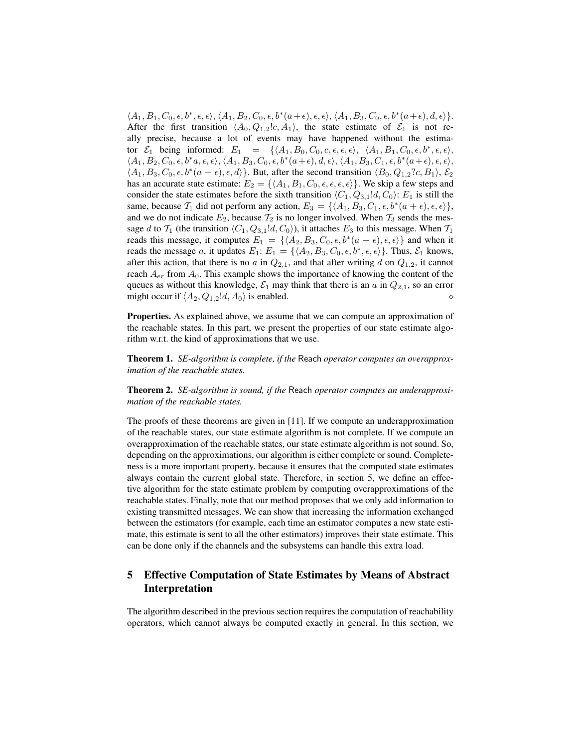$\langle A_1, B_1, C_0, \epsilon, b^*, \epsilon, \epsilon\rangle$, $\langle A_1, B_2, C_0, \epsilon, b^*(a+\epsilon), \epsilon, \epsilon\rangle$, $\langle A_1, B_3, C_0, \epsilon, b^*(a+\epsilon), d, \epsilon\rangle\}$. After the first transition $\langle A_0, Q_{1,2}!c, A_1\rangle$, the state estimate of $\mathcal{E}_1$ is not really precise, because a lot of events may have happened without the estimator $\mathcal{E}_1$ being informed: $E_1 = \{\langle A_1, B_0, C_0, c, \epsilon, \epsilon, \epsilon\rangle$, $\langle A_1, B_1, C_0, \epsilon, b^*, \epsilon, \epsilon\rangle$, $\langle A_1, B_2, C_0, \epsilon, b^*a, \epsilon, \epsilon\rangle$, $\langle A_1, B_3, C_0, \epsilon, b^*(a+\epsilon), d, \epsilon\rangle$, $\langle A_1, B_3, C_1, \epsilon, b^*(a+\epsilon), \epsilon, \epsilon\rangle$, $\langle A_1, B_3, C_0, \epsilon, b^*(a+\epsilon), \epsilon, d\rangle\}$. But, after the second transition $\langle B_0, Q_{1,2}?c, B_1\rangle$, $\mathcal{E}_2$ has an accurate state estimate: $E_2 = \{\langle A_1, B_1, C_0, \epsilon, \epsilon, \epsilon, \epsilon\rangle\}$. We skip a few steps and consider the state estimates before the sixth transition $\langle C_1, Q_{3,1}!d, C_0\rangle$: $E_1$ is still the same, because $\mathcal{T}_1$ did not perform any action, $E_3 = \{\langle A_1, B_3, C_1, \epsilon, b^*(a+\epsilon), \epsilon, \epsilon\rangle\}$, and we do not indicate $E_2$, because $\mathcal{T}_2$ is no longer involved. When $\mathcal{T}_3$ sends the message $d$ to $\mathcal{T}_1$ (the transition $\langle C_1, Q_{3,1}!d, C_0\rangle$), it attaches $E_3$ to this message. When $\mathcal{T}_1$ reads this message, it computes $E_1 = \{\langle A_2, B_3, C_0, \epsilon, b^*(a+\epsilon), \epsilon, \epsilon\rangle\}$ and when it reads the message $a$, it updates $E_1$: $E_1 = \{\langle A_2, B_3, C_0, \epsilon, b^*, \epsilon, \epsilon\rangle\}$. Thus, $\mathcal{E}_1$ knows, after this action, that there is no $a$ in $Q_{2,1}$, and that after writing $d$ on $Q_{1,2}$, it cannot reach $A_{er}$ from $A_0$. This example shows the importance of knowing the content of the queues as without this knowledge, $\mathcal{E}_1$ may think that there is an $a$ in $Q_{2,1}$, so an error might occur if $\langle A_2, Q_{1,2}!d, A_0\rangle$ is enabled. $\diamond$

**Properties.** As explained above, we assume that we can compute an approximation of the reachable states. In this part, we present the properties of our state estimate algorithm w.r.t. the kind of approximations that we use.

**Theorem 1.** *SE-algorithm is complete, if the* Reach *operator computes an overapproximation of the reachable states.*

**Theorem 2.** *SE-algorithm is sound, if the* Reach *operator computes an underapproximation of the reachable states.*

The proofs of these theorems are given in [11]. If we compute an underapproximation of the reachable states, our state estimate algorithm is not complete. If we compute an overapproximation of the reachable states, our state estimate algorithm is not sound. So, depending on the approximations, our algorithm is either complete or sound. Completeness is a more important property, because it ensures that the computed state estimates always contain the current global state. Therefore, in section 5, we define an effective algorithm for the state estimate problem by computing overapproximations of the reachable states. Finally, note that our method proposes that we only add information to existing transmitted messages. We can show that increasing the information exchanged between the estimators (for example, each time an estimator computes a new state estimate, this estimate is sent to all the other estimators) improves their state estimate. This can be done only if the channels and the subsystems can handle this extra load.

## 5 Effective Computation of State Estimates by Means of Abstract Interpretation

The algorithm described in the previous section requires the computation of reachability operators, which cannot always be computed exactly in general. In this section, we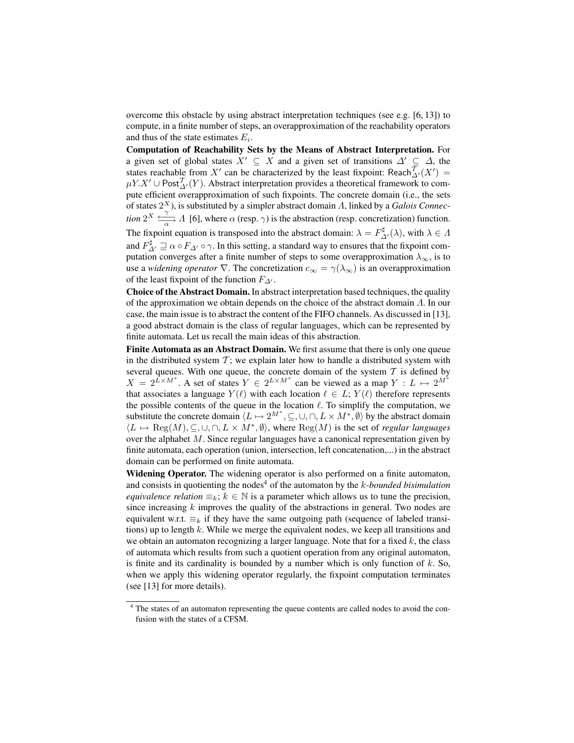overcome this obstacle by using abstract interpretation techniques (see e.g. [6, 13]) to compute, in a finite number of steps, an overapproximation of the reachability operators and thus of the state estimates $E_i$.

**Computation of Reachability Sets by the Means of Abstract Interpretation.** For a given set of global states $X' \subseteq X$ and a given set of transitions $\Delta' \subseteq \Delta$, the states reachable from $X'$ can be characterized by the least fixpoint: $\mathsf{Reach}^{\mathcal{T}}_{\Delta'}(X') = \mu Y.X' \cup \mathsf{Post}^{\mathcal{T}}_{\Delta'}(Y)$. Abstract interpretation provides a theoretical framework to compute efficient overapproximation of such fixpoints. The concrete domain (i.e., the sets of states $2^X$), is substituted by a simpler abstract domain $\Lambda$, linked by a *Galois Connection* $2^X \underset{\alpha}{\overset{\gamma}{\leftrightarrows}} \Lambda$ [6], where $\alpha$ (resp. $\gamma$) is the abstraction (resp. concretization) function. The fixpoint equation is transposed into the abstract domain: $\lambda = F^{\sharp}_{\Delta'}(\lambda)$, with $\lambda \in \Lambda$ and $F^{\sharp}_{\Delta'} \sqsupseteq \alpha \circ F_{\Delta'} \circ \gamma$. In this setting, a standard way to ensures that the fixpoint computation converges after a finite number of steps to some overapproximation $\lambda_\infty$, is to use a *widening operator* $\nabla$. The concretization $c_\infty = \gamma(\lambda_\infty)$ is an overapproximation of the least fixpoint of the function $F_{\Delta'}$.

**Choice of the Abstract Domain.** In abstract interpretation based techniques, the quality of the approximation we obtain depends on the choice of the abstract domain $\Lambda$. In our case, the main issue is to abstract the content of the FIFO channels. As discussed in [13], a good abstract domain is the class of regular languages, which can be represented by finite automata. Let us recall the main ideas of this abstraction.

**Finite Automata as an Abstract Domain.** We first assume that there is only one queue in the distributed system $\mathcal{T}$; we explain later how to handle a distributed system with several queues. With one queue, the concrete domain of the system $\mathcal{T}$ is defined by $X = 2^{L \times M^*}$. A set of states $Y \in 2^{L \times M^*}$ can be viewed as a map $Y : L \mapsto 2^{M^*}$ that associates a language $Y(\ell)$ with each location $\ell \in L$; $Y(\ell)$ therefore represents the possible contents of the queue in the location $\ell$. To simplify the computation, we substitute the concrete domain $\langle L \mapsto 2^{M^*}, \subseteq, \cup, \cap, L \times M^*, \emptyset \rangle$ by the abstract domain $\langle L \mapsto \mathrm{Reg}(M), \subseteq, \cup, \cap, L \times M^*, \emptyset \rangle$, where $\mathrm{Reg}(M)$ is the set of *regular languages* over the alphabet $M$. Since regular languages have a canonical representation given by finite automata, each operation (union, intersection, left concatenation,...) in the abstract domain can be performed on finite automata.

**Widening Operator.** The widening operator is also performed on a finite automaton, and consists in quotienting the nodes[4] of the automaton by the $k$-*bounded bisimulation equivalence relation* $\equiv_k$; $k \in \mathbb{N}$ is a parameter which allows us to tune the precision, since increasing $k$ improves the quality of the abstractions in general. Two nodes are equivalent w.r.t. $\equiv_k$ if they have the same outgoing path (sequence of labeled transitions) up to length $k$. While we merge the equivalent nodes, we keep all transitions and we obtain an automaton recognizing a larger language. Note that for a fixed $k$, the class of automata which results from such a quotient operation from any original automaton, is finite and its cardinality is bounded by a number which is only function of $k$. So, when we apply this widening operator regularly, the fixpoint computation terminates (see [13] for more details).

---

[4] The states of an automaton representing the queue contents are called nodes to avoid the confusion with the states of a CFSM.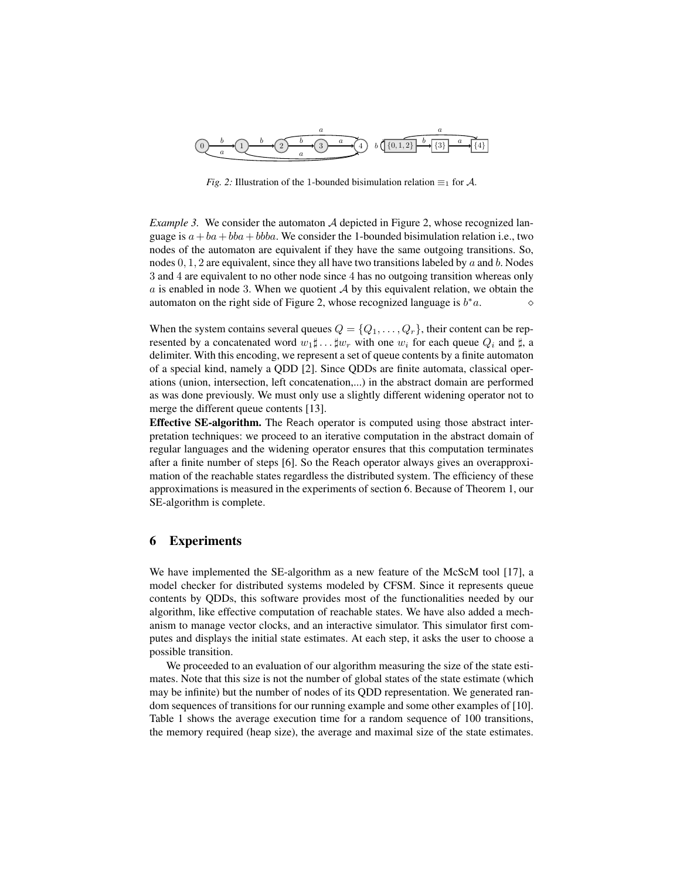0 b 1 b 2 b 3 a 4
a a a
b {0,1,2} b {3} a {4}
a

*Fig. 2:* Illustration of the 1-bounded bisimulation relation $\equiv_1$ for $\mathcal{A}$.

*Example 3.* We consider the automaton $\mathcal{A}$ depicted in Figure 2, whose recognized language is $a + ba + bba + bbba$. We consider the 1-bounded bisimulation relation i.e., two nodes of the automaton are equivalent if they have the same outgoing transitions. So, nodes $0, 1, 2$ are equivalent, since they all have two transitions labeled by $a$ and $b$. Nodes 3 and 4 are equivalent to no other node since 4 has no outgoing transition whereas only $a$ is enabled in node 3. When we quotient $\mathcal{A}$ by this equivalent relation, we obtain the automaton on the right side of Figure 2, whose recognized language is $b^*a$. $\diamond$

When the system contains several queues $Q = \{Q_1, \ldots, Q_r\}$, their content can be represented by a concatenated word $w_1\sharp \ldots \sharp w_r$ with one $w_i$ for each queue $Q_i$ and $\sharp$, a delimiter. With this encoding, we represent a set of queue contents by a finite automaton of a special kind, namely a QDD [2]. Since QDDs are finite automata, classical operations (union, intersection, left concatenation,...) in the abstract domain are performed as was done previously. We must only use a slightly different widening operator not to merge the different queue contents [13].

**Effective SE-algorithm.** The Reach operator is computed using those abstract interpretation techniques: we proceed to an iterative computation in the abstract domain of regular languages and the widening operator ensures that this computation terminates after a finite number of steps [6]. So the Reach operator always gives an overapproximation of the reachable states regardless the distributed system. The efficiency of these approximations is measured in the experiments of section 6. Because of Theorem 1, our SE-algorithm is complete.

## 6 Experiments

We have implemented the SE-algorithm as a new feature of the McScM tool [17], a model checker for distributed systems modeled by CFSM. Since it represents queue contents by QDDs, this software provides most of the functionalities needed by our algorithm, like effective computation of reachable states. We have also added a mechanism to manage vector clocks, and an interactive simulator. This simulator first computes and displays the initial state estimates. At each step, it asks the user to choose a possible transition.

We proceeded to an evaluation of our algorithm measuring the size of the state estimates. Note that this size is not the number of global states of the state estimate (which may be infinite) but the number of nodes of its QDD representation. We generated random sequences of transitions for our running example and some other examples of [10]. Table 1 shows the average execution time for a random sequence of 100 transitions, the memory required (heap size), the average and maximal size of the state estimates.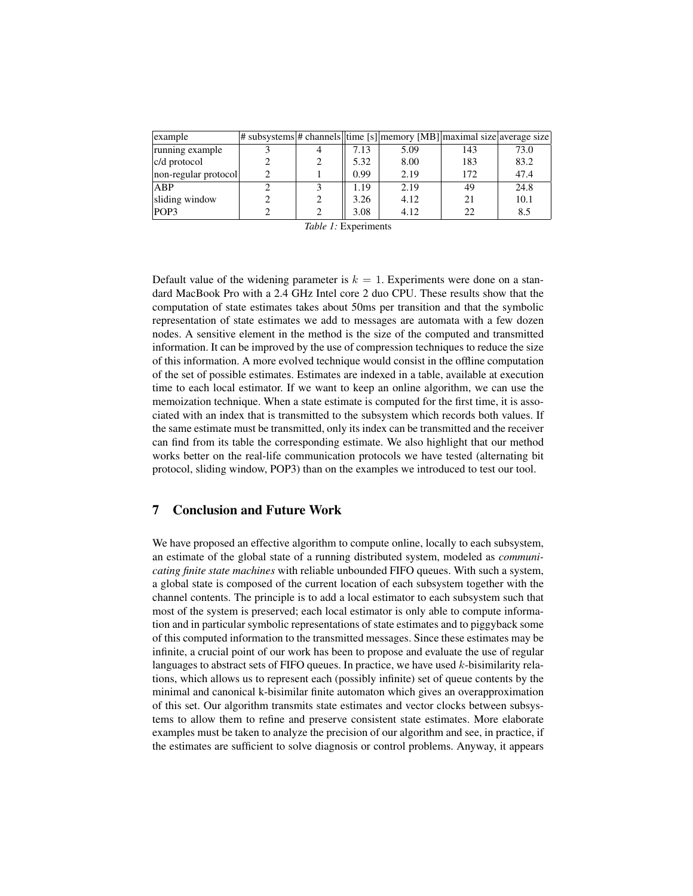| example | # subsystems | # channels | time [s] | memory [MB] | maximal size | average size |
|---|---|---|---|---|---|---|
| running example | 3 | 4 | 7.13 | 5.09 | 143 | 73.0 |
| c/d protocol | 2 | 2 | 5.32 | 8.00 | 183 | 83.2 |
| non-regular protocol | 2 | 1 | 0.99 | 2.19 | 172 | 47.4 |
| ABP | 2 | 3 | 1.19 | 2.19 | 49 | 24.8 |
| sliding window | 2 | 2 | 3.26 | 4.12 | 21 | 10.1 |
| POP3 | 2 | 2 | 3.08 | 4.12 | 22 | 8.5 |

*Table 1:* Experiments

Default value of the widening parameter is $k = 1$. Experiments were done on a standard MacBook Pro with a 2.4 GHz Intel core 2 duo CPU. These results show that the computation of state estimates takes about 50ms per transition and that the symbolic representation of state estimates we add to messages are automata with a few dozen nodes. A sensitive element in the method is the size of the computed and transmitted information. It can be improved by the use of compression techniques to reduce the size of this information. A more evolved technique would consist in the offline computation of the set of possible estimates. Estimates are indexed in a table, available at execution time to each local estimator. If we want to keep an online algorithm, we can use the memoization technique. When a state estimate is computed for the first time, it is associated with an index that is transmitted to the subsystem which records both values. If the same estimate must be transmitted, only its index can be transmitted and the receiver can find from its table the corresponding estimate. We also highlight that our method works better on the real-life communication protocols we have tested (alternating bit protocol, sliding window, POP3) than on the examples we introduced to test our tool.

## 7 Conclusion and Future Work

We have proposed an effective algorithm to compute online, locally to each subsystem, an estimate of the global state of a running distributed system, modeled as *communicating finite state machines* with reliable unbounded FIFO queues. With such a system, a global state is composed of the current location of each subsystem together with the channel contents. The principle is to add a local estimator to each subsystem such that most of the system is preserved; each local estimator is only able to compute information and in particular symbolic representations of state estimates and to piggyback some of this computed information to the transmitted messages. Since these estimates may be infinite, a crucial point of our work has been to propose and evaluate the use of regular languages to abstract sets of FIFO queues. In practice, we have used $k$-bisimilarity relations, which allows us to represent each (possibly infinite) set of queue contents by the minimal and canonical k-bisimilar finite automaton which gives an overapproximation of this set. Our algorithm transmits state estimates and vector clocks between subsystems to allow them to refine and preserve consistent state estimates. More elaborate examples must be taken to analyze the precision of our algorithm and see, in practice, if the estimates are sufficient to solve diagnosis or control problems. Anyway, it appears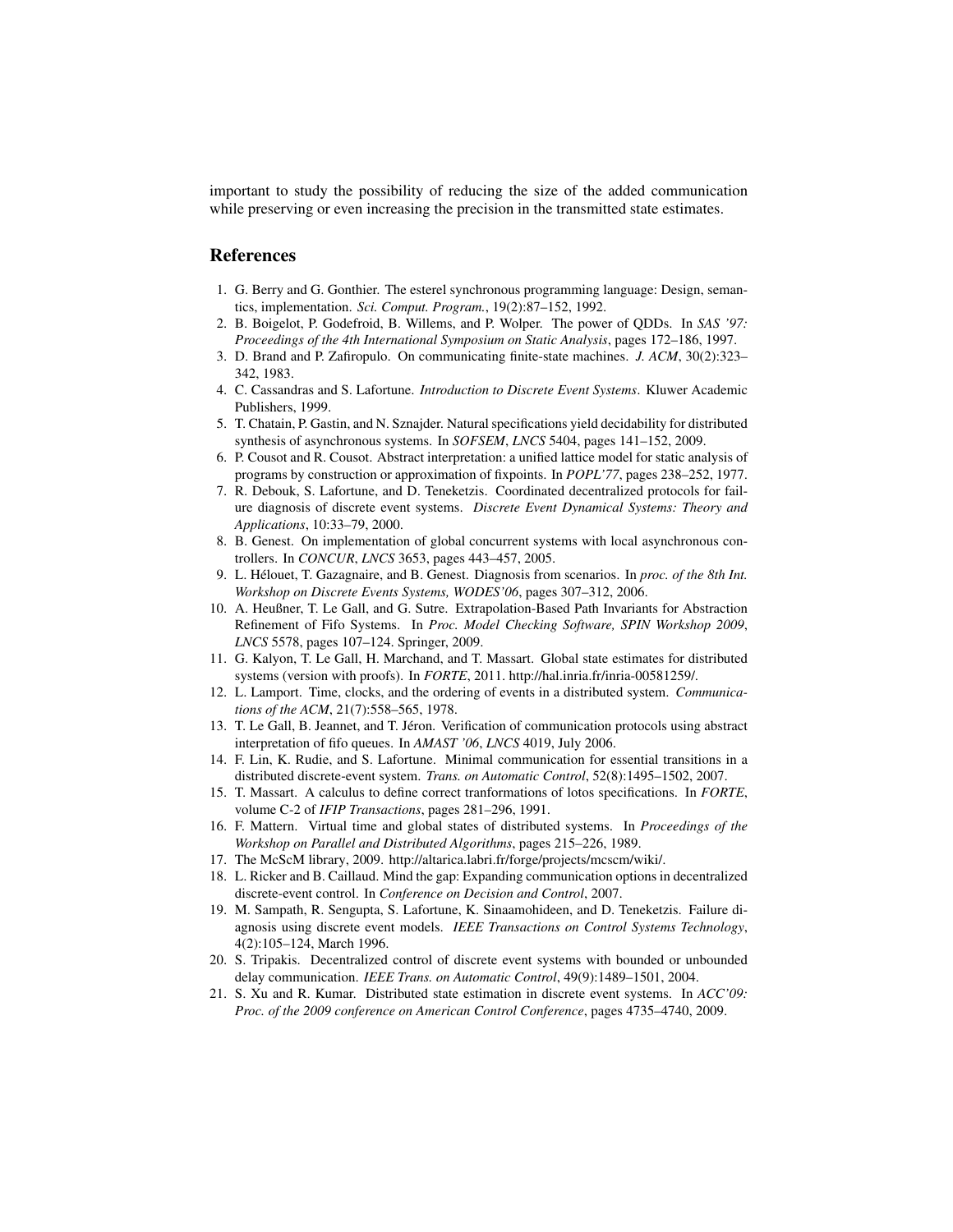important to study the possibility of reducing the size of the added communication while preserving or even increasing the precision in the transmitted state estimates.

## References

1. G. Berry and G. Gonthier. The esterel synchronous programming language: Design, semantics, implementation. *Sci. Comput. Program.*, 19(2):87–152, 1992.
2. B. Boigelot, P. Godefroid, B. Willems, and P. Wolper. The power of QDDs. In *SAS '97: Proceedings of the 4th International Symposium on Static Analysis*, pages 172–186, 1997.
3. D. Brand and P. Zafiropulo. On communicating finite-state machines. *J. ACM*, 30(2):323–342, 1983.
4. C. Cassandras and S. Lafortune. *Introduction to Discrete Event Systems*. Kluwer Academic Publishers, 1999.
5. T. Chatain, P. Gastin, and N. Sznajder. Natural specifications yield decidability for distributed synthesis of asynchronous systems. In *SOFSEM*, *LNCS* 5404, pages 141–152, 2009.
6. P. Cousot and R. Cousot. Abstract interpretation: a unified lattice model for static analysis of programs by construction or approximation of fixpoints. In *POPL'77*, pages 238–252, 1977.
7. R. Debouk, S. Lafortune, and D. Teneketzis. Coordinated decentralized protocols for failure diagnosis of discrete event systems. *Discrete Event Dynamical Systems: Theory and Applications*, 10:33–79, 2000.
8. B. Genest. On implementation of global concurrent systems with local asynchronous controllers. In *CONCUR*, *LNCS* 3653, pages 443–457, 2005.
9. L. Hélouet, T. Gazagnaire, and B. Genest. Diagnosis from scenarios. In *proc. of the 8th Int. Workshop on Discrete Events Systems, WODES'06*, pages 307–312, 2006.
10. A. Heußner, T. Le Gall, and G. Sutre. Extrapolation-Based Path Invariants for Abstraction Refinement of Fifo Systems. In *Proc. Model Checking Software, SPIN Workshop 2009*, *LNCS* 5578, pages 107–124. Springer, 2009.
11. G. Kalyon, T. Le Gall, H. Marchand, and T. Massart. Global state estimates for distributed systems (version with proofs). In *FORTE*, 2011. http://hal.inria.fr/inria-00581259/.
12. L. Lamport. Time, clocks, and the ordering of events in a distributed system. *Communications of the ACM*, 21(7):558–565, 1978.
13. T. Le Gall, B. Jeannet, and T. Jéron. Verification of communication protocols using abstract interpretation of fifo queues. In *AMAST '06*, *LNCS* 4019, July 2006.
14. F. Lin, K. Rudie, and S. Lafortune. Minimal communication for essential transitions in a distributed discrete-event system. *Trans. on Automatic Control*, 52(8):1495–1502, 2007.
15. T. Massart. A calculus to define correct tranformations of lotos specifications. In *FORTE*, volume C-2 of *IFIP Transactions*, pages 281–296, 1991.
16. F. Mattern. Virtual time and global states of distributed systems. In *Proceedings of the Workshop on Parallel and Distributed Algorithms*, pages 215–226, 1989.
17. The McScM library, 2009. http://altarica.labri.fr/forge/projects/mcscm/wiki/.
18. L. Ricker and B. Caillaud. Mind the gap: Expanding communication options in decentralized discrete-event control. In *Conference on Decision and Control*, 2007.
19. M. Sampath, R. Sengupta, S. Lafortune, K. Sinaamohideen, and D. Teneketzis. Failure diagnosis using discrete event models. *IEEE Transactions on Control Systems Technology*, 4(2):105–124, March 1996.
20. S. Tripakis. Decentralized control of discrete event systems with bounded or unbounded delay communication. *IEEE Trans. on Automatic Control*, 49(9):1489–1501, 2004.
21. S. Xu and R. Kumar. Distributed state estimation in discrete event systems. In *ACC'09: Proc. of the 2009 conference on American Control Conference*, pages 4735–4740, 2009.